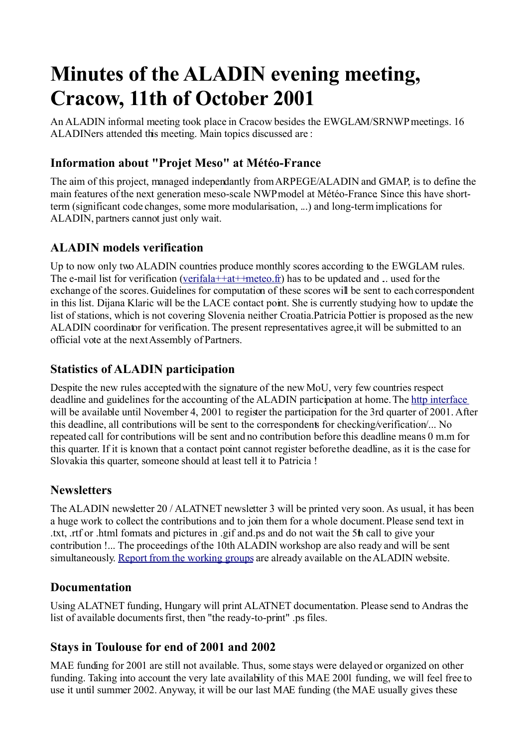# Minutes of the ALADIN evening meeting, Cracow, 11th of October 2001

An ALADIN informal meeting took place in Cracow besides the EWGLAM/SRNWP meetings. 16 ALADINers attended this meeting. Main topics discussed are :

## Information about "Projet Meso" at Météo-France

The aim of this project, managed independantly from ARPEGE/ALADIN and GMAP, is to define the main features of the next generation meso-scale NWP model at Météo-France. Since this have short-term (significant code changes, some more modularisation, ...) and long-term implications for ALADIN, partners cannot just only wait.

## ALADIN models verification

Up to now only two ALADIN countries produce monthly scores according to the EWGLAM rules. The e-mail list for verification ([verifala++at++meteo.fr]()) has to be updated and .. used for the exchange of the scores. Guidelines for computation of these scores will be sent to each correspondent in this list. Dijana Klaric will be the LACE contact point. She is currently studying how to update the list of stations, which is not covering Slovenia neither Croatia.Patricia Pottier is proposed as the new ALADIN coordinator for verification. The present representatives agree,it will be submitted to an official vote at the next Assembly of Partners.

## Statistics of ALADIN participation

Despite the new rules accepted with the signature of the new MoU, very few countries respect deadline and guidelines for the accounting of the ALADIN participation at home. The [http interface]() will be available until November 4, 2001 to register the participation for the 3rd quarter of 2001. After this deadline, all contributions will be sent to the correspondents for checking/verification/... No repeated call for contributions will be sent and no contribution before this deadline means 0 m.m for this quarter. If it is known that a contact point cannot register before the deadline, as it is the case for Slovakia this quarter, someone should at least tell it to Patricia !

## Newsletters

The ALADIN newsletter 20 / ALATNET newsletter 3 will be printed very soon. As usual, it has been a huge work to collect the contributions and to join them for a whole document. Please send text in .txt, .rtf or .html formats and pictures in .gif and.ps and do not wait the 5th call to give your contribution !... The proceedings of the 10th ALADIN workshop are also ready and will be sent simultaneously. [Report from the working groups]() are already available on the ALADIN website.

## Documentation

Using ALATNET funding, Hungary will print ALATNET documentation. Please send to Andras the list of available documents first, then "the ready-to-print" .ps files.

## Stays in Toulouse for end of 2001 and 2002

MAE funding for 2001 are still not available. Thus, some stays were delayed or organized on other funding. Taking into account the very late availability of this MAE 2001 funding, we will feel free to use it until summer 2002. Anyway, it will be our last MAE funding (the MAE usually gives these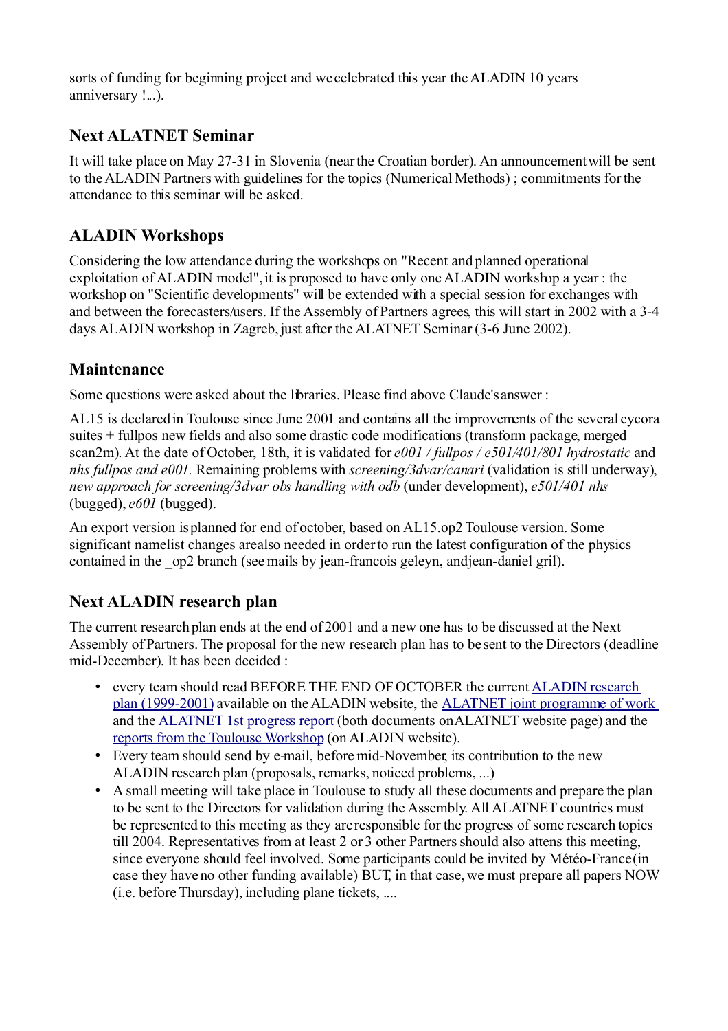sorts of funding for beginning project and we celebrated this year the ALADIN 10 years anniversary !...).

## Next ALATNET Seminar

It will take place on May 27-31 in Slovenia (near the Croatian border). An announcement will be sent to the ALADIN Partners with guidelines for the topics (Numerical Methods) ; commitments for the attendance to this seminar will be asked.

## ALADIN Workshops

Considering the low attendance during the workshops on "Recent and planned operational exploitation of ALADIN model", it is proposed to have only one ALADIN workshop a year : the workshop on "Scientific developments" will be extended with a special session for exchanges with and between the forecasters/users. If the Assembly of Partners agrees, this will start in 2002 with a 3-4 days ALADIN workshop in Zagreb, just after the ALATNET Seminar (3-6 June 2002).

## Maintenance

Some questions were asked about the libraries. Please find above Claude's answer :

AL15 is declared in Toulouse since June 2001 and contains all the improvements of the several cycora suites + fullpos new fields and also some drastic code modifications (transform package, merged scan2m). At the date of October, 18th, it is validated for *e001 / fullpos / e501/401/801 hydrostatic* and *nhs fullpos and e001.* Remaining problems with *screening/3dvar/canari* (validation is still underway), *new approach for screening/3dvar obs handling with odb* (under development), *e501/401 nhs* (bugged), *e601* (bugged).

An export version is planned for end of october, based on AL15.op2 Toulouse version. Some significant namelist changes are also needed in order to run the latest configuration of the physics contained in the _op2 branch (see mails by jean-francois geleyn, and jean-daniel gril).

## Next ALADIN research plan

The current research plan ends at the end of 2001 and a new one has to be discussed at the Next Assembly of Partners. The proposal for the new research plan has to be sent to the Directors (deadline mid-December). It has been decided :

- every team should read BEFORE THE END OF OCTOBER the current ALADIN research plan (1999-2001) available on the ALADIN website, the ALATNET joint programme of work and the ALATNET 1st progress report (both documents on ALATNET website page) and the reports from the Toulouse Workshop (on ALADIN website).
- Every team should send by e-mail, before mid-November, its contribution to the new ALADIN research plan (proposals, remarks, noticed problems, ...)
- A small meeting will take place in Toulouse to study all these documents and prepare the plan to be sent to the Directors for validation during the Assembly. All ALATNET countries must be represented to this meeting as they are responsible for the progress of some research topics till 2004. Representatives from at least 2 or 3 other Partners should also attens this meeting, since everyone should feel involved. Some participants could be invited by Météo-France (in case they have no other funding available) BUT, in that case, we must prepare all papers NOW (i.e. before Thursday), including plane tickets, ....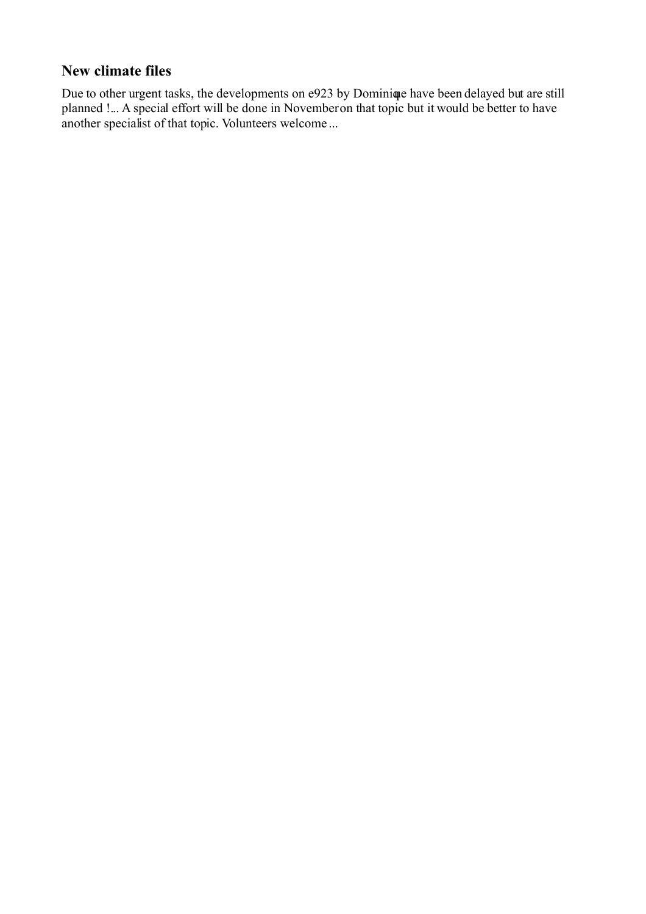### New climate files

Due to other urgent tasks, the developments on e923 by Dominique have been delayed but are still planned !... A special effort will be done in November on that topic but it would be better to have another specialist of that topic. Volunteers welcome ...